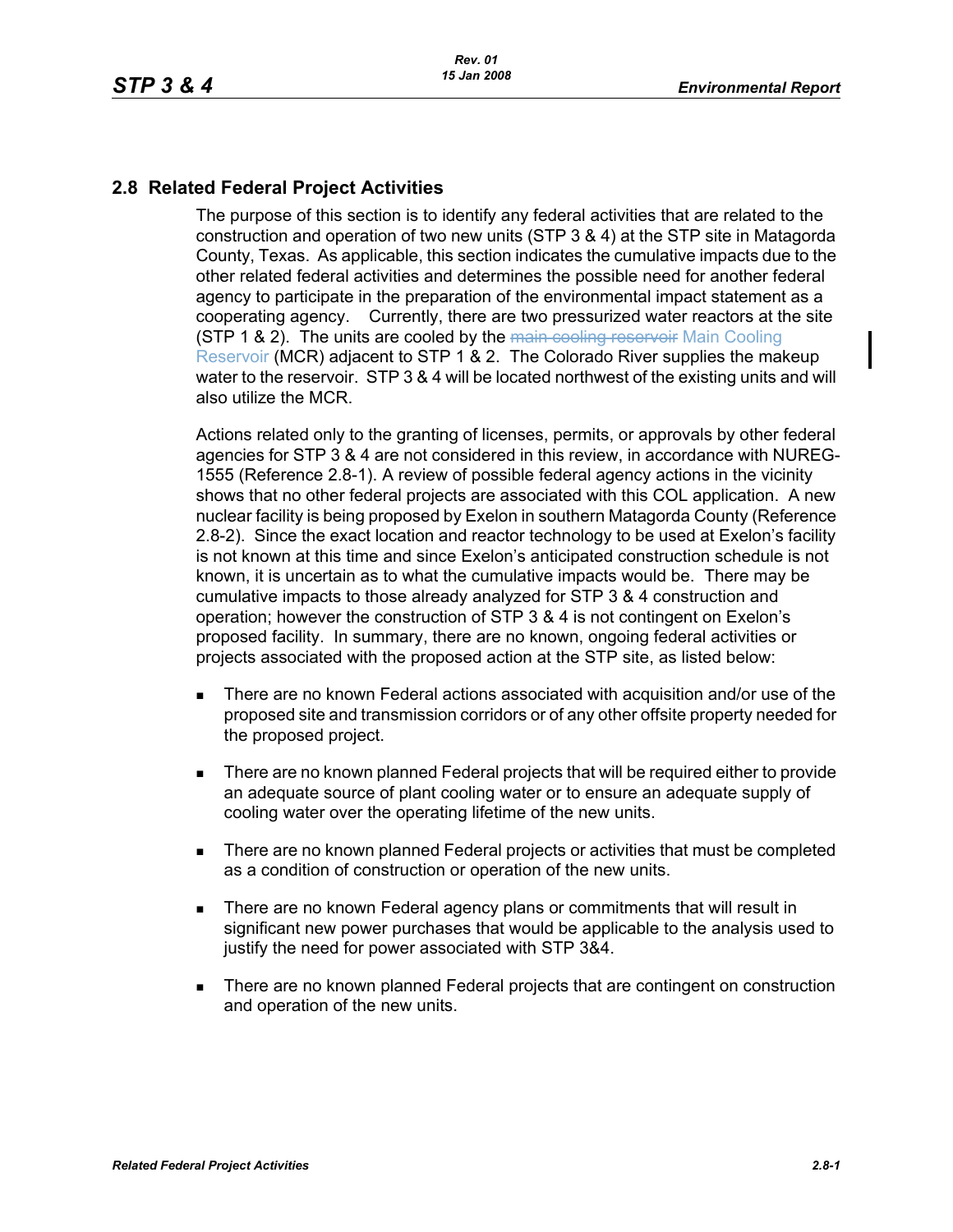## 2.8 Related Federal Project Activities

The purpose of this section is to identify any federal activities that are related to the construction and operation of two new units (STP 3 & 4) at the STP site in Matagorda County, Texas. As applicable, this section indicates the cumulative impacts due to the other related federal activities and determines the possible need for another federal agency to participate in the preparation of the environmental impact statement as a cooperating agency. Currently, there are two pressurized water reactors at the site (STP 1 & 2). The units are cooled by the ~~main cooling reservoir~~ Main Cooling Reservoir (MCR) adjacent to STP 1 & 2. The Colorado River supplies the makeup water to the reservoir. STP 3 & 4 will be located northwest of the existing units and will also utilize the MCR.

Actions related only to the granting of licenses, permits, or approvals by other federal agencies for STP 3 & 4 are not considered in this review, in accordance with NUREG-1555 (Reference 2.8-1). A review of possible federal agency actions in the vicinity shows that no other federal projects are associated with this COL application. A new nuclear facility is being proposed by Exelon in southern Matagorda County (Reference 2.8-2). Since the exact location and reactor technology to be used at Exelon's facility is not known at this time and since Exelon's anticipated construction schedule is not known, it is uncertain as to what the cumulative impacts would be. There may be cumulative impacts to those already analyzed for STP 3 & 4 construction and operation; however the construction of STP 3 & 4 is not contingent on Exelon's proposed facility. In summary, there are no known, ongoing federal activities or projects associated with the proposed action at the STP site, as listed below:

- There are no known Federal actions associated with acquisition and/or use of the proposed site and transmission corridors or of any other offsite property needed for the proposed project.
- There are no known planned Federal projects that will be required either to provide an adequate source of plant cooling water or to ensure an adequate supply of cooling water over the operating lifetime of the new units.
- There are no known planned Federal projects or activities that must be completed as a condition of construction or operation of the new units.
- There are no known Federal agency plans or commitments that will result in significant new power purchases that would be applicable to the analysis used to justify the need for power associated with STP 3&4.
- There are no known planned Federal projects that are contingent on construction and operation of the new units.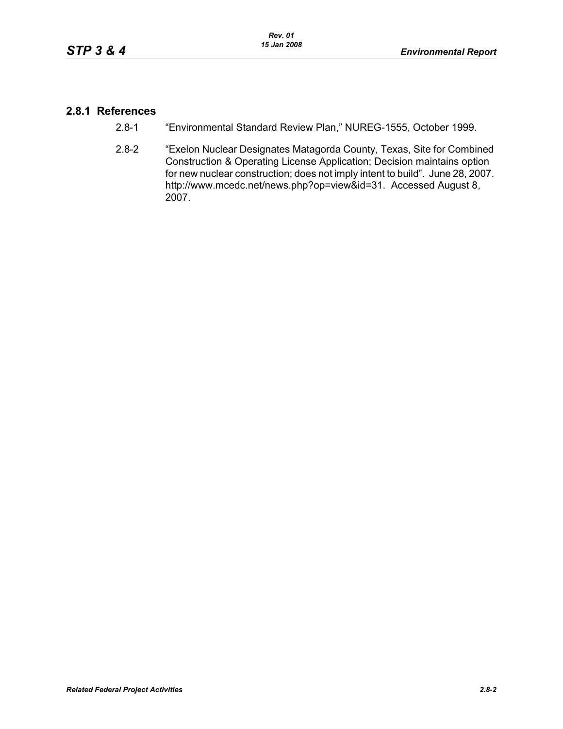## 2.8.1 References

2.8-1 "Environmental Standard Review Plan," NUREG-1555, October 1999.

2.8-2 "Exelon Nuclear Designates Matagorda County, Texas, Site for Combined Construction & Operating License Application; Decision maintains option for new nuclear construction; does not imply intent to build". June 28, 2007. http://www.mcedc.net/news.php?op=view&id=31. Accessed August 8, 2007.